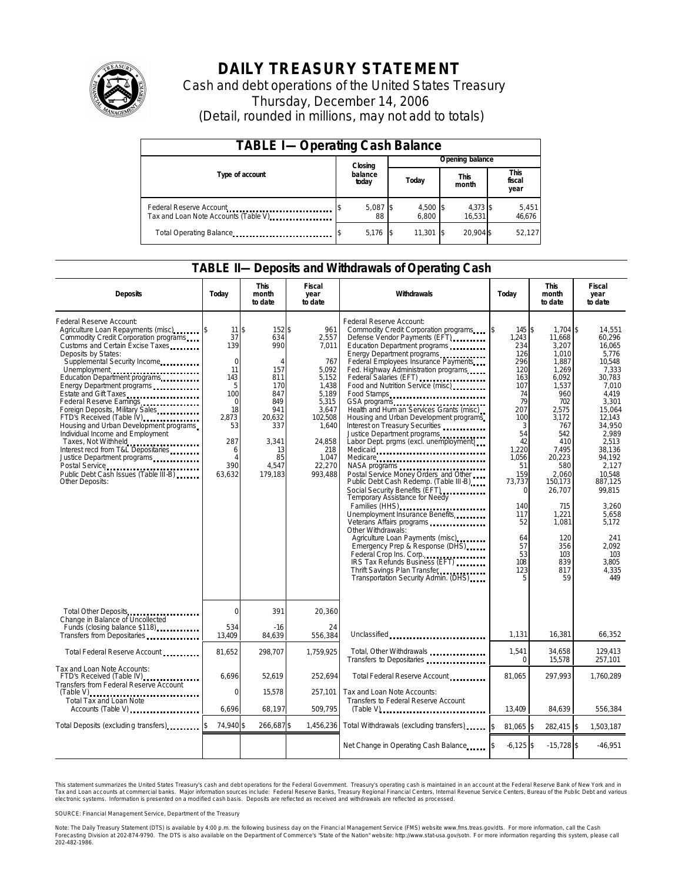# DAILY TREASURY STATEMENT

Cash and debt operations of the United States Treasury

Thursday, December 14, 2006

(Detail, rounded in millions, may not add to totals)

## TABLE I—Operating Cash Balance

| Type of account | Closing balance today | Opening balance Today | Opening balance This month | Opening balance This fiscal year |
|---|---|---|---|---|
| Federal Reserve Account | $ 5,087 | $ 4,500 | $ 4,373 | $ 5,451 |
| Tax and Loan Note Accounts (Table V) | 88 | 6,800 | 16,531 | 46,676 |
| Total Operating Balance | $ 5,176 | $ 11,301 | $ 20,904 | $ 52,127 |

## TABLE II—Deposits and Withdrawals of Operating Cash

| Deposits | Today | This month to date | Fiscal year to date | Withdrawals | Today | This month to date | Fiscal year to date |
|---|---|---|---|---|---|---|---|
| Federal Reserve Account: | | | | Federal Reserve Account: | | | |
| Agriculture Loan Repayments (misc) | $ 11 | $ 152 | $ 961 | Commodity Credit Corporation programs | $ 145 | $ 1,704 | $ 14,551 |
| Commodity Credit Corporation programs | 37 | 634 | 2,557 | Defense Vendor Payments (EFT) | 1,243 | 11,668 | 60,296 |
| Customs and Certain Excise Taxes | 139 | 990 | 7,011 | Education Department programs | 234 | 3,207 | 16,065 |
| Deposits by States: | | | | Energy Department programs | 126 | 1,010 | 5,776 |
| Supplemental Security Income | 0 | 4 | 767 | Federal Employees Insurance Payments | 296 | 1,887 | 10,548 |
| Unemployment | 11 | 157 | 5,092 | Fed. Highway Administration programs | 120 | 1,269 | 7,333 |
| Education Department programs | 143 | 811 | 5,152 | Federal Salaries (EFT) | 163 | 6,092 | 30,783 |
| Energy Department programs | 5 | 170 | 1,438 | Food and Nutrition Service (misc) | 107 | 1,537 | 7,010 |
| Estate and Gift Taxes | 100 | 847 | 5,189 | Food Stamps | 74 | 960 | 4,419 |
| Federal Reserve Earnings | 0 | 849 | 5,315 | GSA programs | 79 | 702 | 3,301 |
| Foreign Deposits, Military Sales | 18 | 941 | 3,647 | Health and Human Services Grants (misc) | 207 | 2,575 | 15,064 |
| FTD's Received (Table IV) | 2,873 | 20,632 | 102,508 | Housing and Urban Development programs | 100 | 3,172 | 12,143 |
| Housing and Urban Development programs | 53 | 337 | 1,640 | Interest on Treasury Securities | 3 | 767 | 34,950 |
| Individual Income and Employment | | | | Justice Department programs | 54 | 542 | 2,989 |
| Taxes, Not Withheld | 287 | 3,341 | 24,858 | Labor Dept. prgms (excl. unemployment) | 42 | 410 | 2,513 |
| Interest recd from T&L Depositaries | 6 | 13 | 218 | Medicaid | 1,220 | 7,495 | 38,136 |
| Justice Department programs | 4 | 85 | 1,047 | Medicare | 1,056 | 20,223 | 94,192 |
| Postal Service | 390 | 4,547 | 22,270 | NASA programs | 51 | 580 | 2,127 |
| Public Debt Cash Issues (Table III-B) | 63,632 | 179,183 | 993,488 | Postal Service Money Orders and Other | 159 | 2,060 | 10,548 |
| Other Deposits: | | | | Public Debt Cash Redemp. (Table III-B) | 73,737 | 150,173 | 887,125 |
| | | | | Social Security Benefits (EFT) | 0 | 26,707 | 99,815 |
| | | | | Temporary Assistance for Needy Families (HHS) | 140 | 715 | 3,260 |
| | | | | Unemployment Insurance Benefits | 117 | 1,221 | 5,658 |
| | | | | Veterans Affairs programs | 52 | 1,081 | 5,172 |
| | | | | Other Withdrawals: | | | |
| | | | | Agriculture Loan Payments (misc) | 64 | 120 | 241 |
| | | | | Emergency Prep & Response (DHS) | 57 | 356 | 2,092 |
| | | | | Federal Crop Ins. Corp. | 53 | 103 | 103 |
| | | | | IRS Tax Refunds Business (EFT) | 108 | 839 | 3,805 |
| | | | | Thrift Savings Plan Transfer | 123 | 817 | 4,335 |
| | | | | Transportation Security Admin. (DHS) | 5 | 59 | 449 |
| Total Other Deposits | 0 | 391 | 20,360 | | | | |
| Change in Balance of Uncollected Funds (closing balance $118) | 534 | -16 | 24 | | | | |
| Transfers from Depositaries | 13,409 | 84,639 | 556,384 | Unclassified | 1,131 | 16,381 | 66,352 |
| Total Federal Reserve Account | 81,652 | 298,707 | 1,759,925 | Total, Other Withdrawals | 1,541 | 34,658 | 129,413 |
| | | | | Transfers to Depositaries | 0 | 15,578 | 257,101 |
| Tax and Loan Note Accounts: | | | | | | | |
| FTD's Received (Table IV) | 6,696 | 52,619 | 252,694 | Total Federal Reserve Account | 81,065 | 297,993 | 1,760,289 |
| Transfers from Federal Reserve Account (Table V) | 0 | 15,578 | 257,101 | Tax and Loan Note Accounts: | | | |
| Total Tax and Loan Note Accounts (Table V) | 6,696 | 68,197 | 509,795 | Transfers to Federal Reserve Account (Table V) | 13,409 | 84,639 | 556,384 |
| Total Deposits (excluding transfers) | $ 74,940 | $ 266,687 | $ 1,456,236 | Total Withdrawals (excluding transfers) | $ 81,065 | $ 282,415 | $ 1,503,187 |
| | | | | Net Change in Operating Cash Balance | $ -6,125 | $ -15,728 | $ -46,951 |

This statement summarizes the United States Treasury's cash and debt operations for the Federal Government. Treasury's operating cash is maintained in an account at the Federal Reserve Bank of New York and in Tax and Loan accounts at commercial banks. Major information sources include: Federal Reserve Banks, Treasury Regional Financial Centers, Internal Revenue Service Centers, Bureau of the Public Debt and various electronic systems. Information is presented on a modified cash basis. Deposits are reflected as received and withdrawals are reflected as processed.

SOURCE: Financial Management Service, Department of the Treasury

Note: The Daily Treasury Statement (DTS) is available by 4:00 p.m. the following business day on the Financial Management Service (FMS) website www.fms.treas.gov/dts. For more information, call the Cash Forecasting Division at 202-874-9790. The DTS is also available on the Department of Commerce's "State of the Nation" website: http://www.stat-usa.gov/sotn. For more information regarding this system, please call 202-482-1986.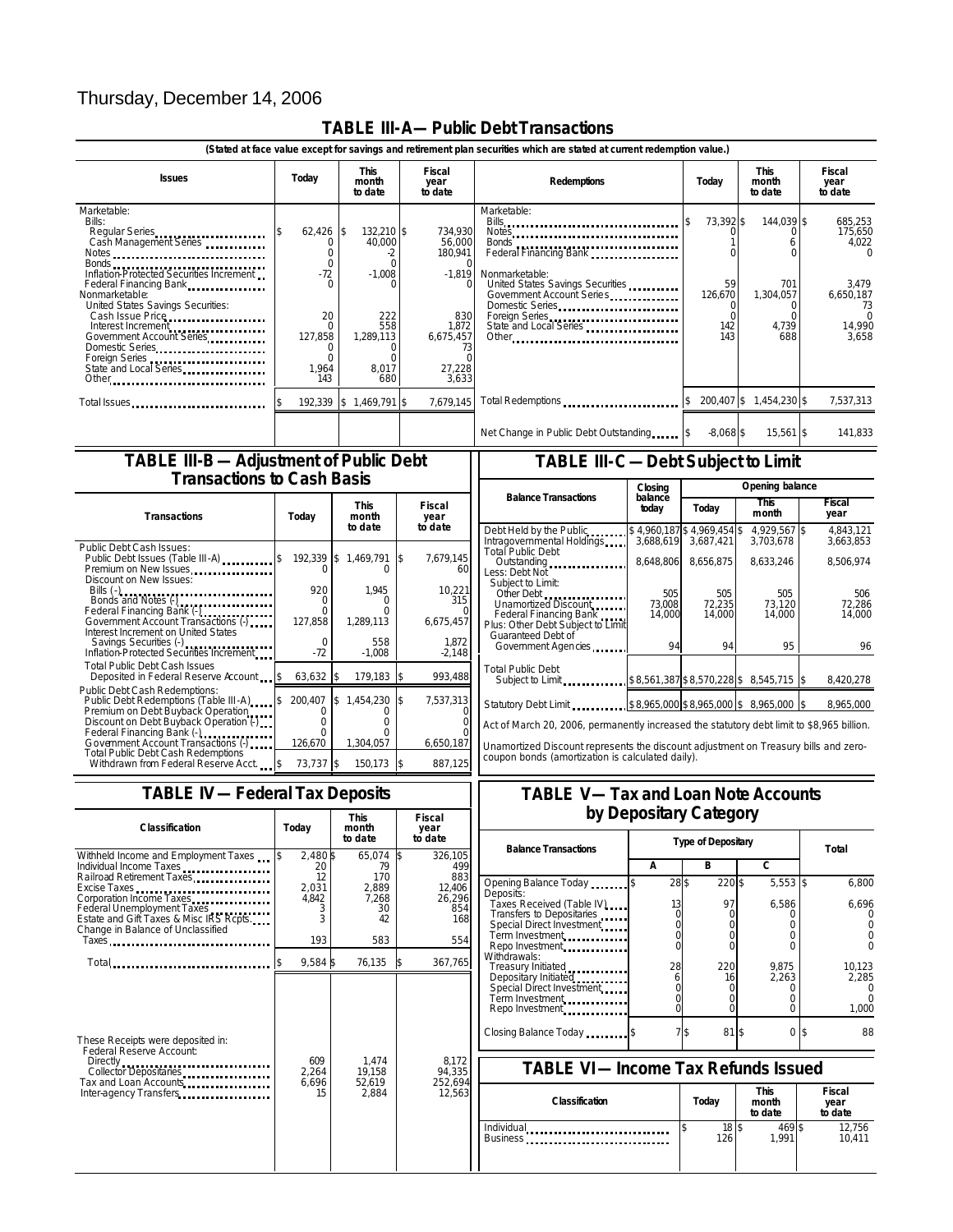Thursday, December 14, 2006

## TABLE III-A — Public Debt Transactions

(Stated at face value except for savings and retirement plan securities which are stated at current redemption value.)

| Issues | Today | This month to date | Fiscal year to date |
|---|---|---|---|
| Marketable: | | | |
| Bills: | | | |
| Regular Series | $ 62,426 | $ 132,210 | $ 734,930 |
| Cash Management Series | 0 | 40,000 | 56,000 |
| Notes | 0 | -2 | 180,941 |
| Bonds | 0 | 0 | 0 |
| Inflation-Protected Securities Increment | -72 | -1,008 | -1,819 |
| Federal Financing Bank | 0 | 0 | 0 |
| Nonmarketable: | | | |
| United States Savings Securities: | | | |
| Cash Issue Price | 20 | 222 | 830 |
| Interest Increment | 0 | 558 | 1,872 |
| Government Account Series | 127,858 | 1,289,113 | 6,675,457 |
| Domestic Series | 0 | 0 | 73 |
| Foreign Series | 0 | 0 | 0 |
| State and Local Series | 1,964 | 8,017 | 27,228 |
| Other | 143 | 680 | 3,633 |
| Total Issues | $ 192,339 | $ 1,469,791 | $ 7,679,145 |

| Redemptions | Today | This month to date | Fiscal year to date |
|---|---|---|---|
| Marketable: | | | |
| Bills | $ 73,392 | $ 144,039 | $ 685,253 |
| Notes | 0 | 0 | 175,650 |
| Bonds | 1 | 6 | 4,022 |
| Federal Financing Bank | 0 | 0 | 0 |
| Nonmarketable: | | | |
| United States Savings Securities | 59 | 701 | 3,479 |
| Government Account Series | 126,670 | 1,304,057 | 6,650,187 |
| Domestic Series | 0 | 0 | 73 |
| Foreign Series | 0 | 0 | 0 |
| State and Local Series | 142 | 4,739 | 14,990 |
| Other | 143 | 688 | 3,658 |
| Total Redemptions | $ 200,407 | $ 1,454,230 | $ 7,537,313 |
| Net Change in Public Debt Outstanding | $ -8,068 | $ 15,561 | $ 141,833 |

## TABLE III-B — Adjustment of Public Debt Transactions to Cash Basis

| Transactions | Today | This month to date | Fiscal year to date |
|---|---|---|---|
| Public Debt Cash Issues: | | | |
| Public Debt Issues (Table III-A) | $ 192,339 | $ 1,469,791 | $ 7,679,145 |
| Premium on New Issues | 0 | 0 | 60 |
| Discount on New Issues: | | | |
| Bills (-) | 920 | 1,945 | 10,221 |
| Bonds and Notes (-) | 0 | 0 | 315 |
| Federal Financing Bank (-) | 0 | 0 | 0 |
| Government Account Transactions (-) | 127,858 | 1,289,113 | 6,675,457 |
| Interest Increment on United States Savings Securities (-) | 0 | 558 | 1,872 |
| Inflation-Protected Securities Increment | -72 | -1,008 | -2,148 |
| Total Public Debt Cash Issues Deposited in Federal Reserve Account | $ 63,632 | $ 179,183 | $ 993,488 |
| Public Debt Cash Redemptions: | | | |
| Public Debt Redemptions (Table III-A) | $ 200,407 | $ 1,454,230 | $ 7,537,313 |
| Premium on Debt Buyback Operation | 0 | 0 | 0 |
| Discount on Debt Buyback Operation (-) | 0 | 0 | 0 |
| Federal Financing Bank (-) | 0 | 0 | 0 |
| Government Account Transactions (-) | 126,670 | 1,304,057 | 6,650,187 |
| Total Public Debt Cash Redemptions Withdrawn from Federal Reserve Acct. | $ 73,737 | $ 150,173 | $ 887,125 |

## TABLE III-C — Debt Subject to Limit

| Balance Transactions | Closing balance today | Opening balance Today | Opening balance This month | Opening balance Fiscal year |
|---|---|---|---|---|
| Debt Held by the Public | $ 4,960,187 | $ 4,969,454 | $ 4,929,567 | $ 4,843,121 |
| Intragovernmental Holdings | 3,688,619 | 3,687,421 | 3,703,678 | 3,663,853 |
| Total Public Debt Outstanding | 8,648,806 | 8,656,875 | 8,633,246 | 8,506,974 |
| Less: Debt Not Subject to Limit: | | | | |
| Other Debt | 505 | 505 | 505 | 506 |
| Unamortized Discount | 73,008 | 72,235 | 73,120 | 72,286 |
| Federal Financing Bank | 14,000 | 14,000 | 14,000 | 14,000 |
| Plus: Other Debt Subject to Limit Guaranteed Debt of Government Agencies | 94 | 94 | 95 | 96 |
| Total Public Debt Subject to Limit | $ 8,561,387 | $ 8,570,228 | $ 8,545,715 | $ 8,420,278 |
| Statutory Debt Limit | $ 8,965,000 | $ 8,965,000 | $ 8,965,000 | $ 8,965,000 |

Act of March 20, 2006, permanently increased the statutory debt limit to $8,965 billion.

Unamortized Discount represents the discount adjustment on Treasury bills and zero-coupon bonds (amortization is calculated daily).

## TABLE IV — Federal Tax Deposits

| Classification | Today | This month to date | Fiscal year to date |
|---|---|---|---|
| Withheld Income and Employment Taxes | $ 2,480 | $ 65,074 | $ 326,105 |
| Individual Income Taxes | 20 | 79 | 499 |
| Railroad Retirement Taxes | 12 | 170 | 883 |
| Excise Taxes | 2,031 | 2,889 | 12,406 |
| Corporation Income Taxes | 4,842 | 7,268 | 26,296 |
| Federal Unemployment Taxes | 3 | 30 | 854 |
| Estate and Gift Taxes & Misc IRS Rcpts. | 3 | 42 | 168 |
| Change in Balance of Unclassified Taxes | 193 | 583 | 554 |
| Total | $ 9,584 | $ 76,135 | $ 367,765 |
| These Receipts were deposited in: | | | |
| Federal Reserve Account: | | | |
| Directly | 609 | 1,474 | 8,172 |
| Collector Depositaries | 2,264 | 19,158 | 94,335 |
| Tax and Loan Accounts | 6,696 | 52,619 | 252,694 |
| Inter-agency Transfers | 15 | 2,884 | 12,563 |

## TABLE V — Tax and Loan Note Accounts by Depositary Category

| Balance Transactions | Type of Depositary A | Type of Depositary B | Type of Depositary C | Total |
|---|---|---|---|---|
| Opening Balance Today | $ 28 | $ 220 | $ 5,553 | $ 6,800 |
| Deposits: | | | | |
| Taxes Received (Table IV) | 13 | 97 | 6,586 | 6,696 |
| Transfers to Depositaries | 0 | 0 | 0 | 0 |
| Special Direct Investment | 0 | 0 | 0 | 0 |
| Term Investment | 0 | 0 | 0 | 0 |
| Repo Investment | 0 | 0 | 0 | 0 |
| Withdrawals: | | | | |
| Treasury Initiated | 28 | 220 | 9,875 | 10,123 |
| Depositary Initiated | 6 | 16 | 2,263 | 2,285 |
| Special Direct Investment | 0 | 0 | 0 | 0 |
| Term Investment | 0 | 0 | 0 | 0 |
| Repo Investment | 0 | 0 | 0 | 1,000 |
| Closing Balance Today | $ 7 | $ 81 | $ 0 | $ 88 |

## TABLE VI — Income Tax Refunds Issued

| Classification | Today | This month to date | Fiscal year to date |
|---|---|---|---|
| Individual | $ 18 | $ 469 | $ 12,756 |
| Business | 126 | 1,991 | 10,411 |